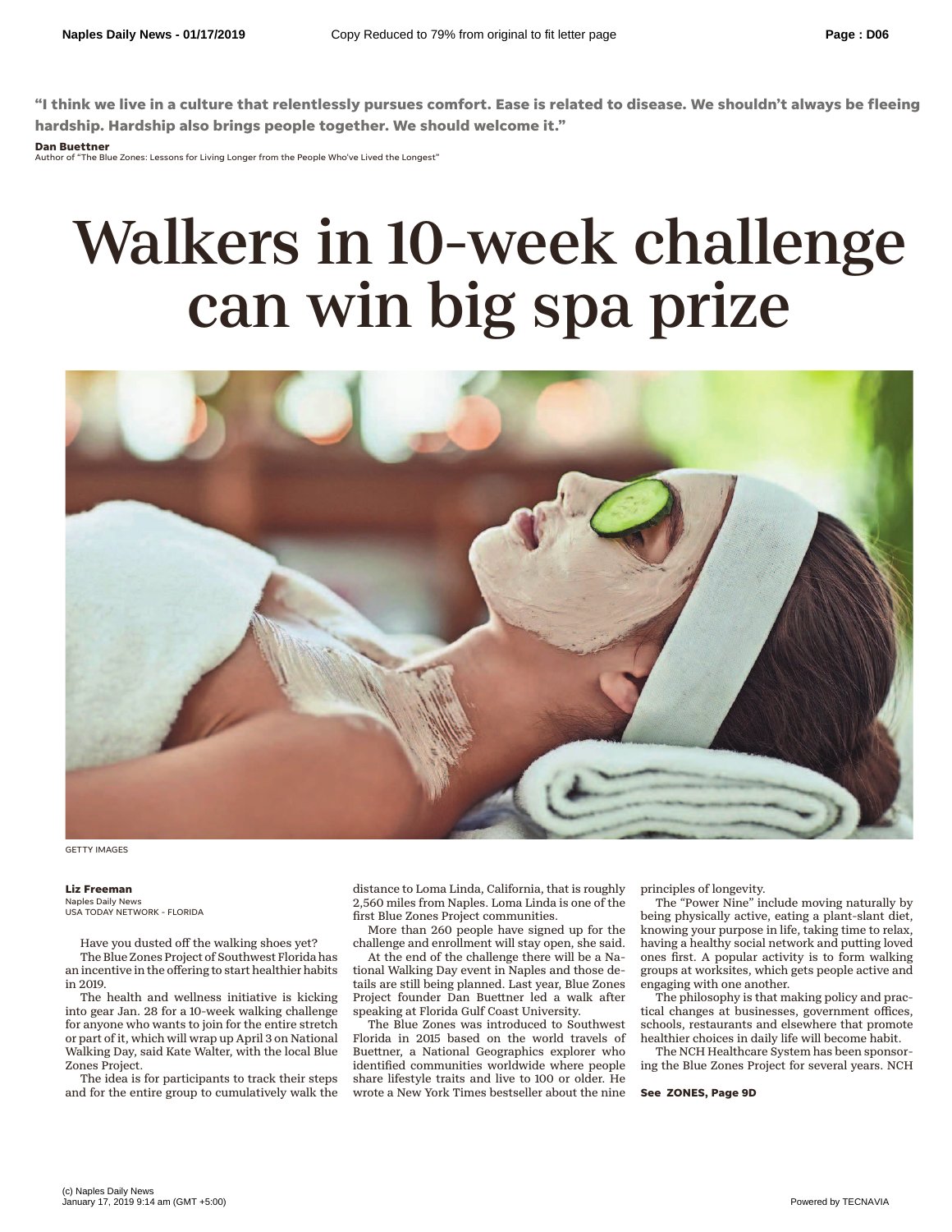**"I think we live in a culture that relentlessly pursues comfort. Ease is related to disease. We shouldn't always be fleeing hardship. Hardship also brings people together. We should welcome it."**

**Dan Buettner**
Author of "The Blue Zones: Lessons for Living Longer from the People Who've Lived the Longest"

# Walkers in 10-week challenge can win big spa prize

GETTY IMAGES

**Liz Freeman**
Naples Daily News
USA TODAY NETWORK - FLORIDA

Have you dusted off the walking shoes yet?

The Blue Zones Project of Southwest Florida has an incentive in the offering to start healthier habits in 2019.

The health and wellness initiative is kicking into gear Jan. 28 for a 10-week walking challenge for anyone who wants to join for the entire stretch or part of it, which will wrap up April 3 on National Walking Day, said Kate Walter, with the local Blue Zones Project.

The idea is for participants to track their steps and for the entire group to cumulatively walk the distance to Loma Linda, California, that is roughly 2,560 miles from Naples. Loma Linda is one of the first Blue Zones Project communities.

More than 260 people have signed up for the challenge and enrollment will stay open, she said.

At the end of the challenge there will be a National Walking Day event in Naples and those details are still being planned. Last year, Blue Zones Project founder Dan Buettner led a walk after speaking at Florida Gulf Coast University.

The Blue Zones was introduced to Southwest Florida in 2015 based on the world travels of Buettner, a National Geographics explorer who identified communities worldwide where people share lifestyle traits and live to 100 or older. He wrote a New York Times bestseller about the nine principles of longevity.

The "Power Nine" include moving naturally by being physically active, eating a plant-slant diet, knowing your purpose in life, taking time to relax, having a healthy social network and putting loved ones first. A popular activity is to form walking groups at worksites, which gets people active and engaging with one another.

The philosophy is that making policy and practical changes at businesses, government offices, schools, restaurants and elsewhere that promote healthier choices in daily life will become habit.

The NCH Healthcare System has been sponsoring the Blue Zones Project for several years. NCH

**See ZONES, Page 9D**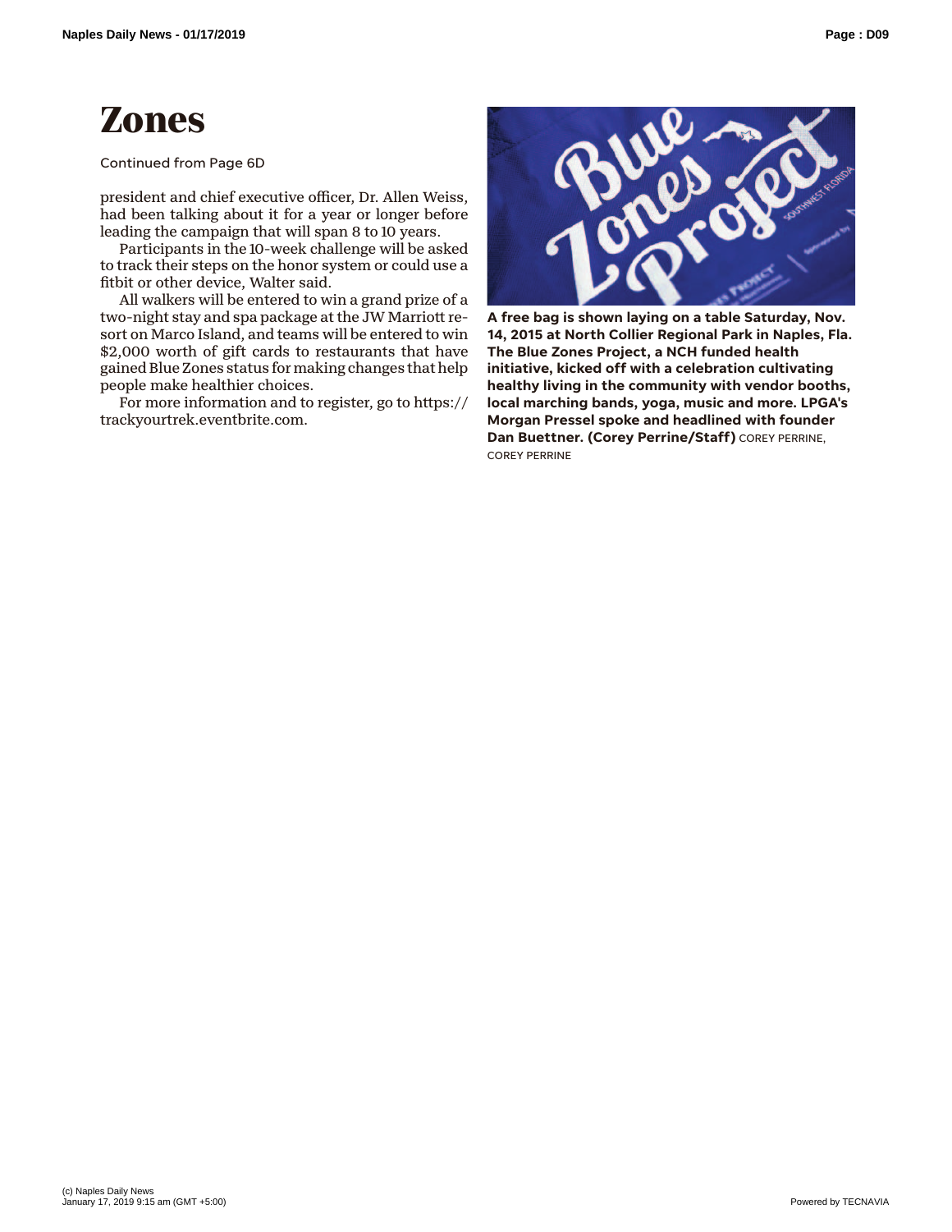# Zones

Continued from Page 6D

president and chief executive officer, Dr. Allen Weiss, had been talking about it for a year or longer before leading the campaign that will span 8 to 10 years.

Participants in the 10-week challenge will be asked to track their steps on the honor system or could use a fitbit or other device, Walter said.

All walkers will be entered to win a grand prize of a two-night stay and spa package at the JW Marriott resort on Marco Island, and teams will be entered to win $2,000 worth of gift cards to restaurants that have gained Blue Zones status for making changes that help people make healthier choices.

For more information and to register, go to https://trackyourtrek.eventbrite.com.

**A free bag is shown laying on a table Saturday, Nov. 14, 2015 at North Collier Regional Park in Naples, Fla. The Blue Zones Project, a NCH funded health initiative, kicked off with a celebration cultivating healthy living in the community with vendor booths, local marching bands, yoga, music and more. LPGA's Morgan Pressel spoke and headlined with founder Dan Buettner. (Corey Perrine/Staff)** COREY PERRINE, COREY PERRINE